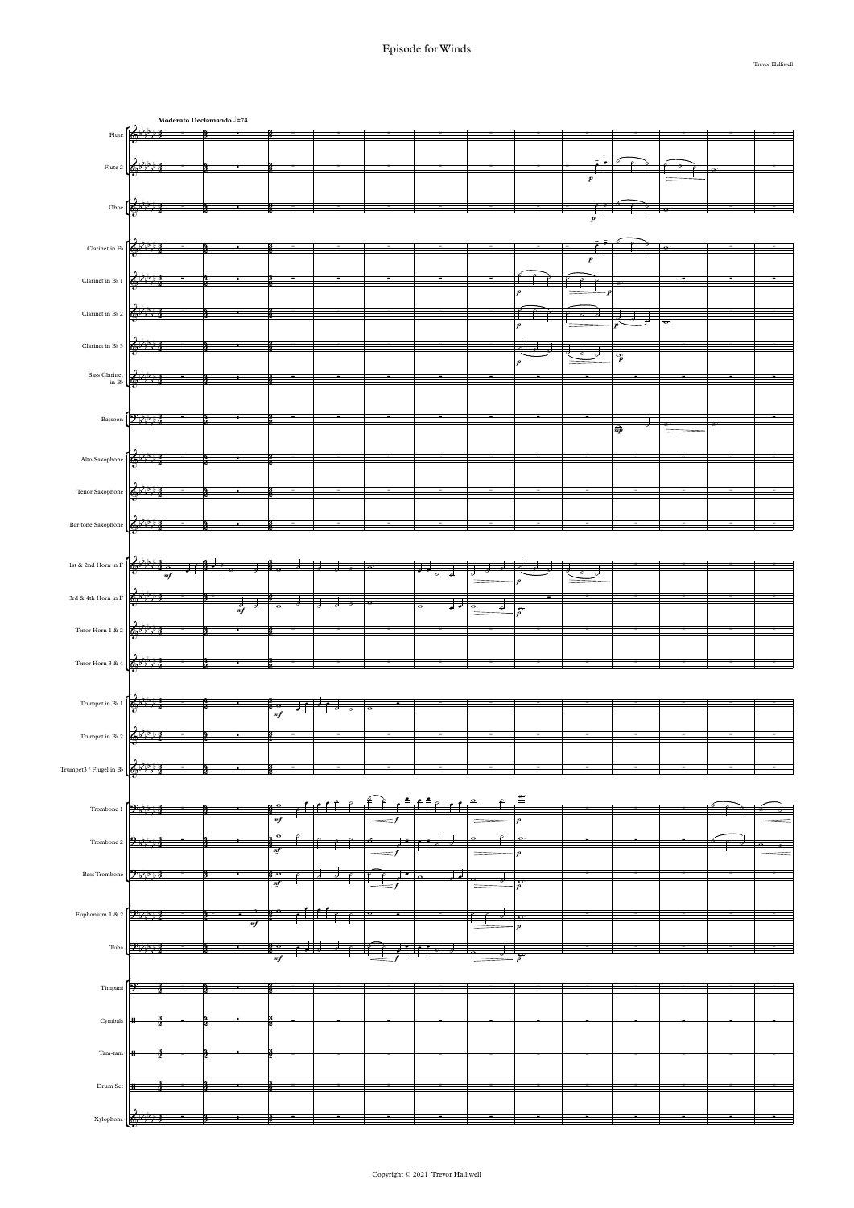# Episode for Winds

Trevor Halliwell

**Moderato Declamando** ♩=74

Flute

Flute 2

Oboe

Clarinet in E♭

Clarinet in B♭ 1

Clarinet in B♭ 2

Clarinet in B♭ 3

Bass Clarinet in B♭

Bassoon

Alto Saxophone

Tenor Saxophone

Baritone Saxophone

1st & 2nd Horn in F

3rd & 4th Horn in F

Tenor Horn 1 & 2

Tenor Horn 3 & 4

Trumpet in B♭ 1

Trumpet in B♭ 2

Trumpet3 / Flugel in B♭

Trombone 1

Trombone 2

Bass Trombone

Euphonium 1 & 2

Tuba

Timpani

Cymbals

Tam-tam

Drum Set

Xylophone

Copyright © 2021 Trevor Halliwell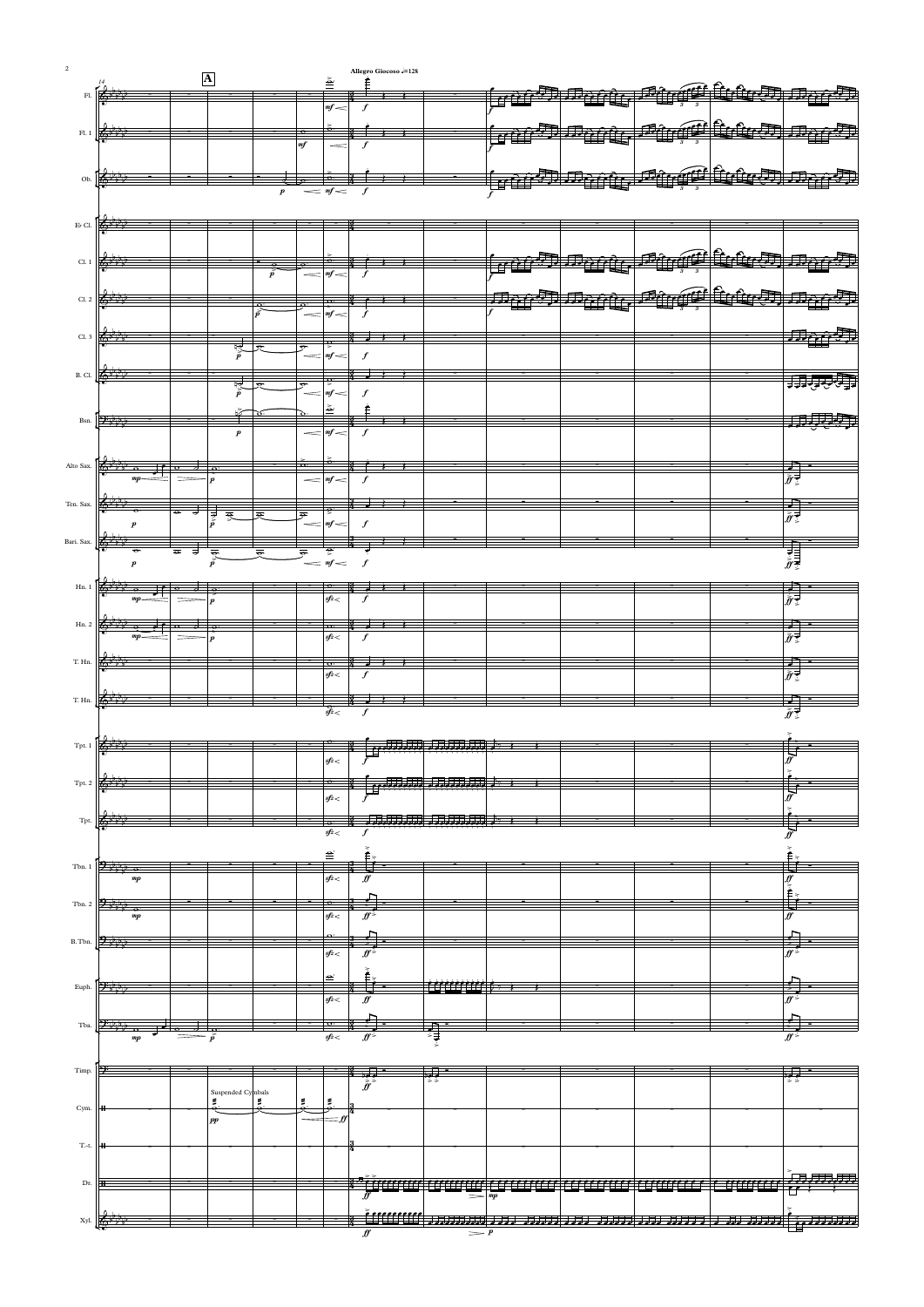**A**

**Allegro Giocoso ♩.=128**

Suspended Cymbals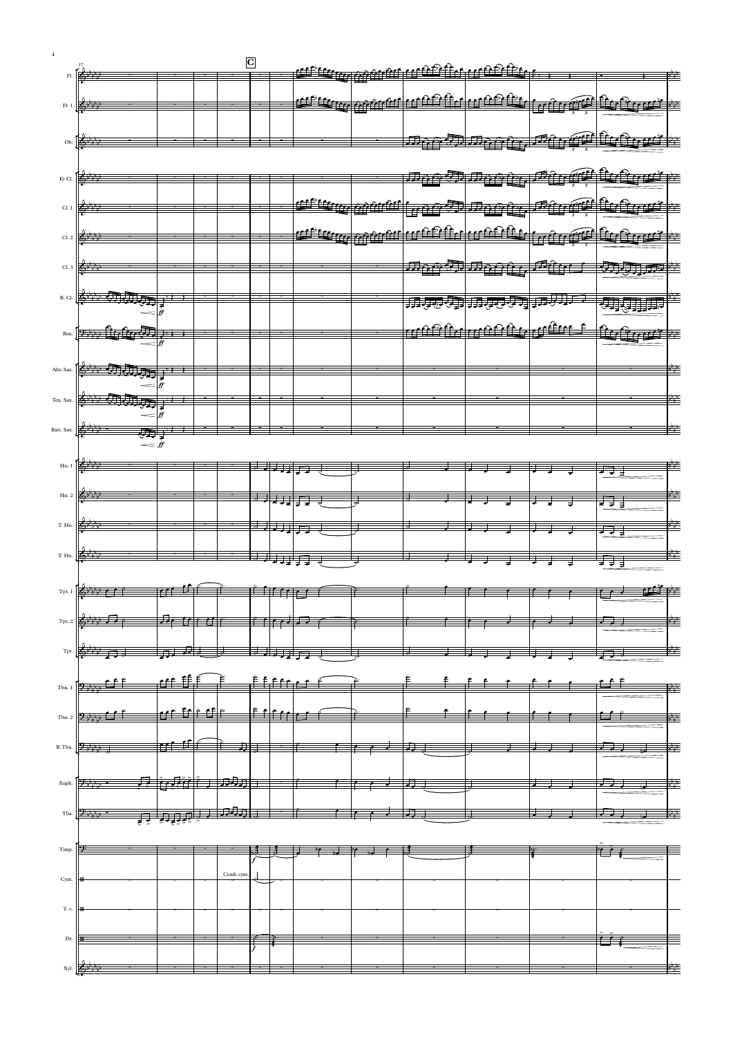C

Fl.

Fl. 1

Ob.

E♭ Cl.

Cl. 1

Cl. 2

Cl. 3

B. Cl.

Bsn.

Alto Sax.

Ten. Sax.

Bari. Sax.

Hn. 1

Hn. 2

T. Hn.

T. Hn.

Tpt. 1

Tpt. 2

Tpt.

Tbn. 1

Tbn. 2

B.Tbn.

Euph.

Tba.

Timp.

Cym.

Crash cym.

T.-t.

Dr.

Xyl.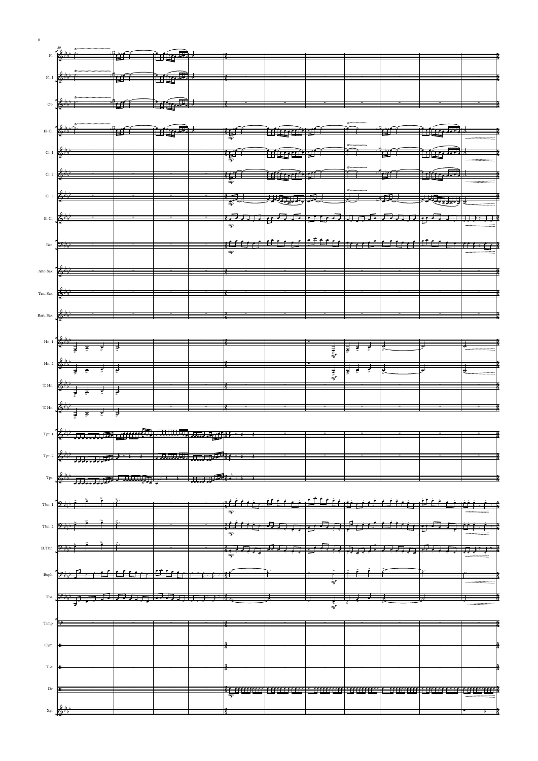80

Fl.

Fl. 1

Ob.

E♭ Cl.

Cl. 1

Cl. 2

Cl. 3

B. Cl.

Bsn.

Alto Sax.

Ten. Sax.

Bari. Sax.

Hn. 1

Hn. 2

T. Hn.

T. Hn.

Tpt. 1

Tpt. 2

Tpt.

Tbn. 1

Tbn. 2

B.Tbn.

Euph.

Tba.

Timp.

Cym.

T.-t.

Dr.

Xyl.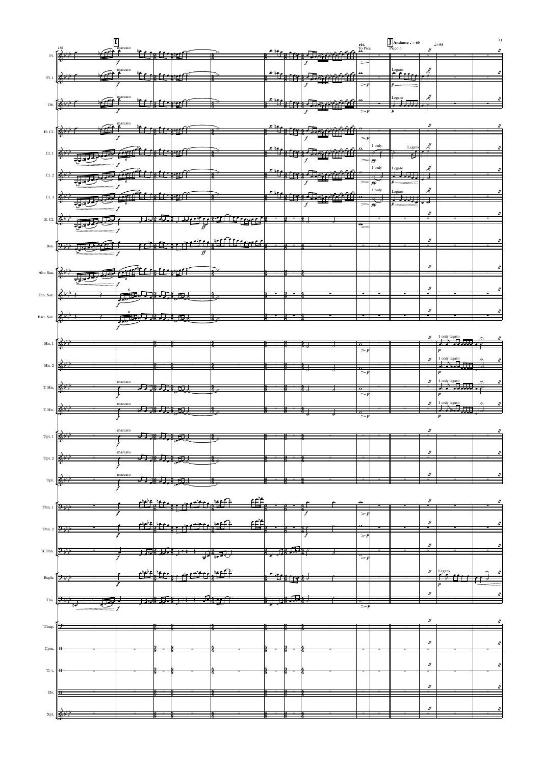I

J Andante ♩ = 60

♩=55

rit.

To Picc.

Piccolo

Fl.

Fl. 1

Ob.

E♭ Cl.

Cl. 1

Cl. 2

Cl. 3

B. Cl.

Bsn.

Alto Sax.

Ten. Sax.

Bari. Sax.

Hn. 1

Hn. 2

T. Hn.

T. Hn.

Tpt. 1

Tpt. 2

Tpt.

Tbn. 1

Tbn. 2

B.Tbn.

Euph.

Tba.

Timp.

Cym.

T.-t.

Dr.

Xyl.

marcato

Legato

1 only

1 only legato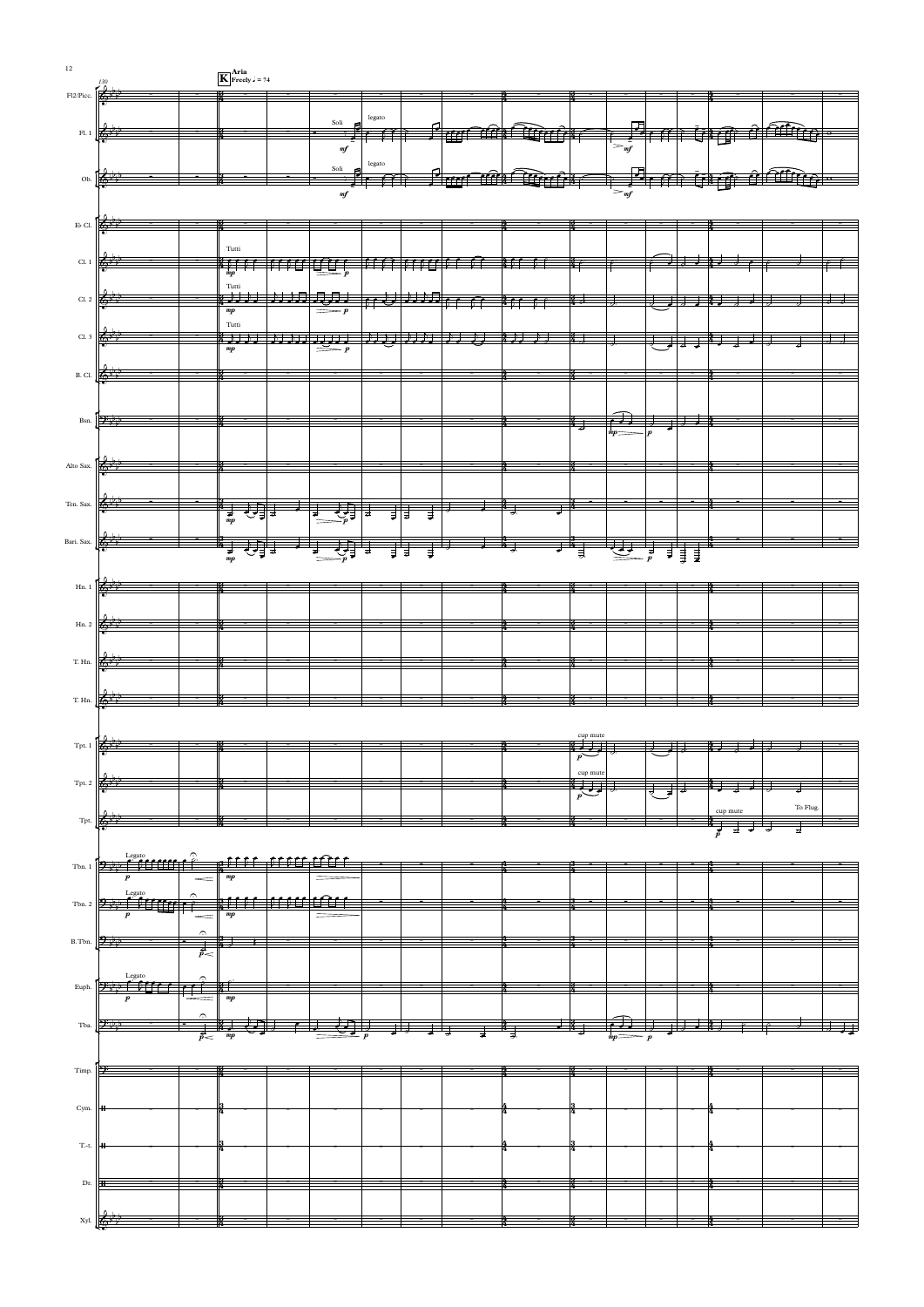**K** **Aria**
**Freely ♩ = 74**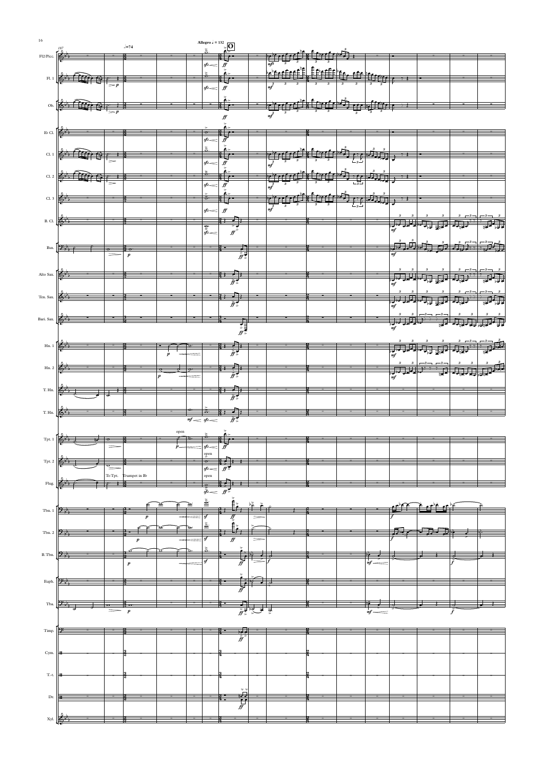♩=74

Allegro ♩ = 132

**O**

Fl2/Picc.

Fl. 1

Ob.

E♭ Cl.

Cl. 1

Cl. 2

Cl. 3

B. Cl.

Bsn.

Alto Sax.

Ten. Sax.

Bari. Sax.

Hn. 1

Hn. 2

T. Hn.

T. Hn.

Tpt. 1

Tpt. 2

Flug.

Tbn. 1

Tbn. 2

B.Tbn.

Euph.

Tba.

Timp.

Cym.

T.-t.

Dr.

Xyl.

open

open

To Tpt. Trumpet in B♭

open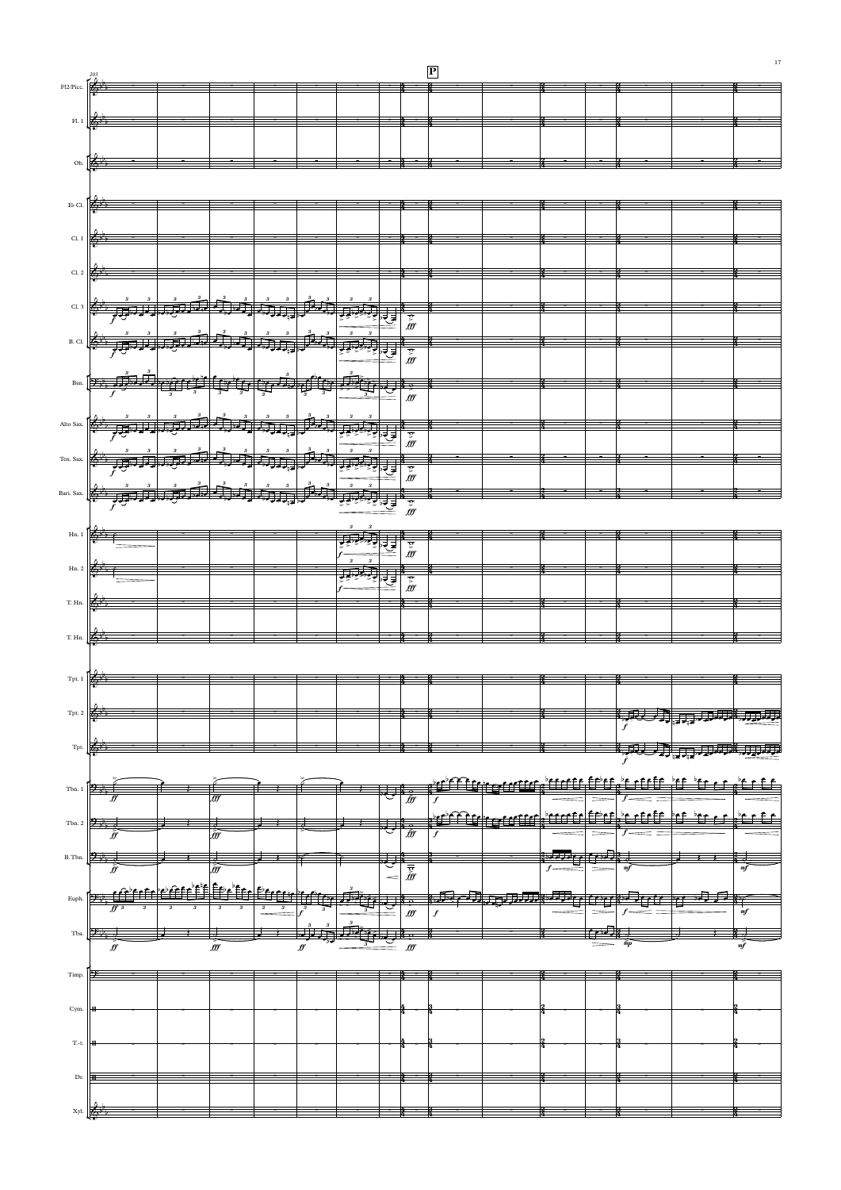203

**P**

Fl2/Picc.

Fl. 1

Ob.

E♭ Cl.

Cl. 1

Cl. 2

Cl. 3

B. Cl.

Bsn.

Alto Sax.

Ten. Sax.

Bari. Sax.

Hn. 1

Hn. 2

T. Hn.

T. Hn.

Tpt. 1

Tpt. 2

Tpt.

Tbn. 1

Tbn. 2

B.Tbn.

Euph.

Tba.

Timp.

Cym.

T.-t.

Dr.

Xyl.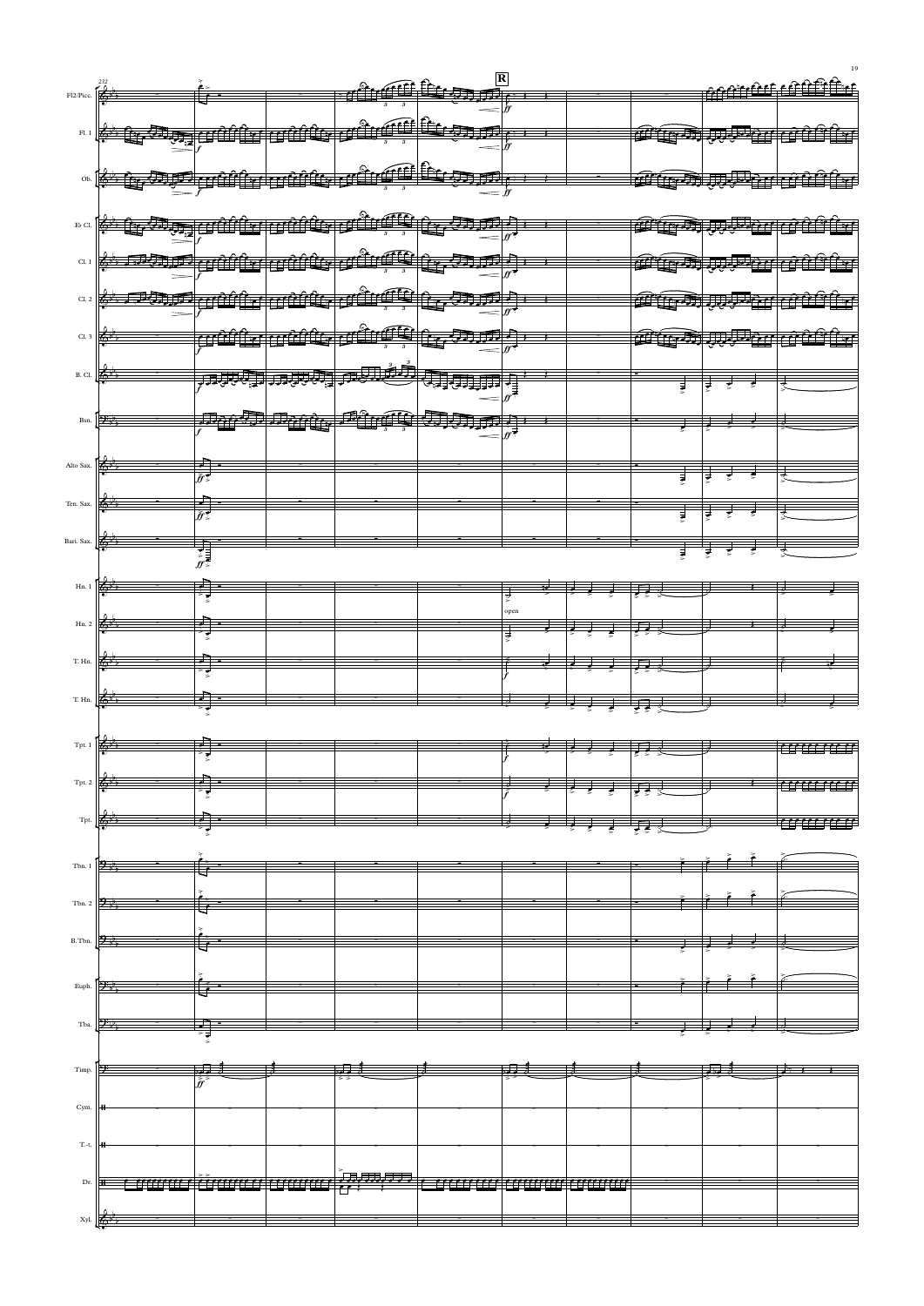232

**R**

Fl2/Picc.

Fl. 1

Ob.

E♭ Cl.

Cl. 1

Cl. 2

Cl. 3

B. Cl.

Bsn.

Alto Sax.

Ten. Sax.

Bari. Sax.

Hn. 1

Hn. 2

T. Hn.

T. Hn.

Tpt. 1

Tpt. 2

Tpt.

Tbn. 1

Tbn. 2

B.Tbn.

Euph.

Tba.

Timp.

Cym.

T.-t.

Dr.

Xyl.

*f*

*ff*

open